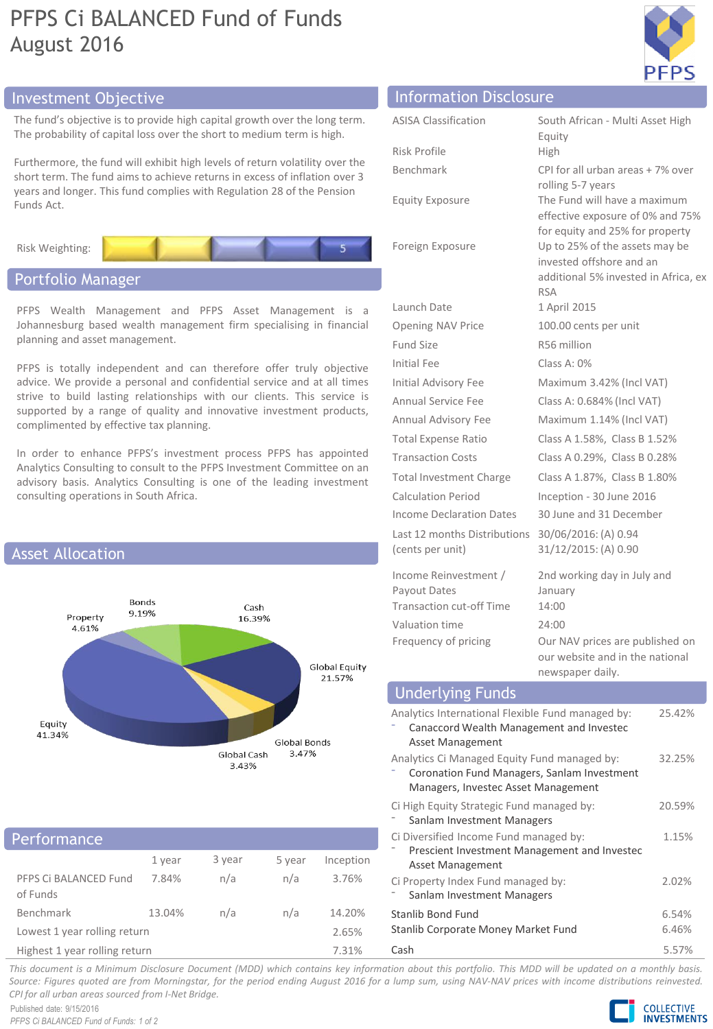# PFPS Ci BALANCED Fund of Funds
August 2016

## Investment Objective

The fund's objective is to provide high capital growth over the long term. The probability of capital loss over the short to medium term is high.

Furthermore, the fund will exhibit high levels of return volatility over the short term. The fund aims to achieve returns in excess of inflation over 3 years and longer. This fund complies with Regulation 28 of the Pension Funds Act.

Risk Weighting: 5

## Portfolio Manager

PFPS Wealth Management and PFPS Asset Management is a Johannesburg based wealth management firm specialising in financial planning and asset management.

PFPS is totally independent and can therefore offer truly objective advice. We provide a personal and confidential service and at all times strive to build lasting relationships with our clients. This service is supported by a range of quality and innovative investment products, complimented by effective tax planning.

In order to enhance PFPS's investment process PFPS has appointed Analytics Consulting to consult to the PFPS Investment Committee on an advisory basis. Analytics Consulting is one of the leading investment consulting operations in South Africa.

## Asset Allocation

| Asset | Allocation |
|---|---|
| Equity | 41.34% |
| Global Equity | 21.57% |
| Cash | 16.39% |
| Bonds | 9.19% |
| Property | 4.61% |
| Global Bonds | 3.47% |
| Global Cash | 3.43% |

## Performance

| | 1 year | 3 year | 5 year | Inception |
|---|---|---|---|---|
| PFPS Ci BALANCED Fund of Funds | 7.84% | n/a | n/a | 3.76% |
| Benchmark | 13.04% | n/a | n/a | 14.20% |
| Lowest 1 year rolling return | | | | 2.65% |
| Highest 1 year rolling return | | | | 7.31% |

## Information Disclosure

| | |
|---|---|
| ASISA Classification | South African - Multi Asset High Equity |
| Risk Profile | High |
| Benchmark | CPI for all urban areas + 7% over rolling 5-7 years |
| Equity Exposure | The Fund will have a maximum effective exposure of 0% and 75% for equity and 25% for property |
| Foreign Exposure | Up to 25% of the assets may be invested offshore and an additional 5% invested in Africa, ex RSA |
| Launch Date | 1 April 2015 |
| Opening NAV Price | 100.00 cents per unit |
| Fund Size | R56 million |
| Initial Fee | Class A: 0% |
| Initial Advisory Fee | Maximum 3.42% (Incl VAT) |
| Annual Service Fee | Class A: 0.684% (Incl VAT) |
| Annual Advisory Fee | Maximum 1.14% (Incl VAT) |
| Total Expense Ratio | Class A 1.58%, Class B 1.52% |
| Transaction Costs | Class A 0.29%, Class B 0.28% |
| Total Investment Charge | Class A 1.87%, Class B 1.80% |
| Calculation Period | Inception - 30 June 2016 |
| Income Declaration Dates | 30 June and 31 December |
| Last 12 months Distributions (cents per unit) | 30/06/2016: (A) 0.94<br>31/12/2015: (A) 0.90 |
| Income Reinvestment / Payout Dates | 2nd working day in July and January |
| Transaction cut-off Time | 14:00 |
| Valuation time | 24:00 |
| Frequency of pricing | Our NAV prices are published on our website and in the national newspaper daily. |

## Underlying Funds

| Fund | Weight |
|---|---|
| Analytics International Flexible Fund managed by:<br>- Canaccord Wealth Management and Investec Asset Management | 25.42% |
| Analytics Ci Managed Equity Fund managed by:<br>- Coronation Fund Managers, Sanlam Investment Managers, Investec Asset Management | 32.25% |
| Ci High Equity Strategic Fund managed by:<br>- Sanlam Investment Managers | 20.59% |
| Ci Diversified Income Fund managed by:<br>- Prescient Investment Management and Investec Asset Management | 1.15% |
| Ci Property Index Fund managed by:<br>- Sanlam Investment Managers | 2.02% |
| Stanlib Bond Fund | 6.54% |
| Stanlib Corporate Money Market Fund | 6.46% |
| Cash | 5.57% |

*This document is a Minimum Disclosure Document (MDD) which contains key information about this portfolio. This MDD will be updated on a monthly basis. Source: Figures quoted are from Morningstar, for the period ending August 2016 for a lump sum, using NAV-NAV prices with income distributions reinvested. CPI for all urban areas sourced from I-Net Bridge.*

Published date: 9/15/2016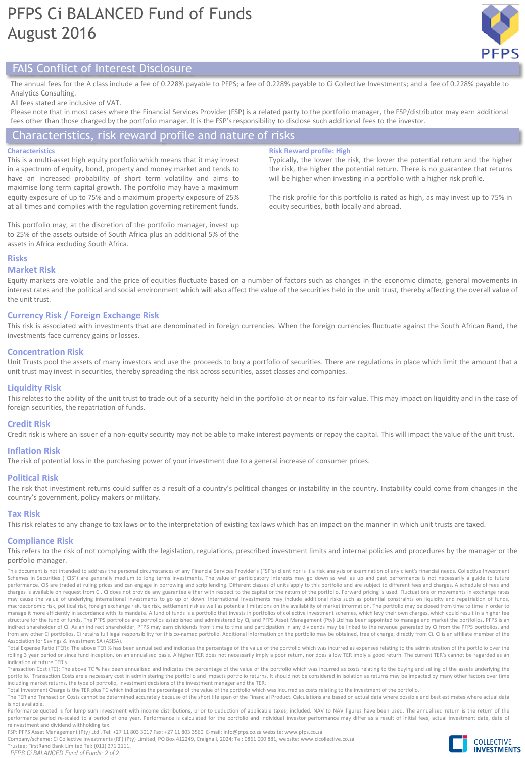# PFPS Ci BALANCED Fund of Funds

August 2016

## FAIS Conflict of Interest Disclosure

The annual fees for the A class include a fee of 0.228% payable to PFPS; a fee of 0.228% payable to Ci Collective Investments; and a fee of 0.228% payable to Analytics Consulting.

All fees stated are inclusive of VAT.

Please note that in most cases where the Financial Services Provider (FSP) is a related party to the portfolio manager, the FSP/distributor may earn additional fees other than those charged by the portfolio manager. It is the FSP's responsibility to disclose such additional fees to the investor.

## Characteristics, risk reward profile and nature of risks

### Characteristics

This is a multi-asset high equity portfolio which means that it may invest in a spectrum of equity, bond, property and money market and tends to have an increased probability of short term volatility and aims to maximise long term capital growth. The portfolio may have a maximum equity exposure of up to 75% and a maximum property exposure of 25% at all times and complies with the regulation governing retirement funds.

This portfolio may, at the discretion of the portfolio manager, invest up to 25% of the assets outside of South Africa plus an additional 5% of the assets in Africa excluding South Africa.

### Risk Reward profile: High

Typically, the lower the risk, the lower the potential return and the higher the risk, the higher the potential return. There is no guarantee that returns will be higher when investing in a portfolio with a higher risk profile.

The risk profile for this portfolio is rated as high, as may invest up to 75% in equity securities, both locally and abroad.

### Risks

#### Market Risk

Equity markets are volatile and the price of equities fluctuate based on a number of factors such as changes in the economic climate, general movements in interest rates and the political and social environment which will also affect the value of the securities held in the unit trust, thereby affecting the overall value of the unit trust.

#### Currency Risk / Foreign Exchange Risk

This risk is associated with investments that are denominated in foreign currencies. When the foreign currencies fluctuate against the South African Rand, the investments face currency gains or losses.

#### Concentration Risk

Unit Trusts pool the assets of many investors and use the proceeds to buy a portfolio of securities. There are regulations in place which limit the amount that a unit trust may invest in securities, thereby spreading the risk across securities, asset classes and companies.

#### Liquidity Risk

This relates to the ability of the unit trust to trade out of a security held in the portfolio at or near to its fair value. This may impact on liquidity and in the case of foreign securities, the repatriation of funds.

#### Credit Risk

Credit risk is where an issuer of a non-equity security may not be able to make interest payments or repay the capital. This will impact the value of the unit trust.

#### Inflation Risk

The risk of potential loss in the purchasing power of your investment due to a general increase of consumer prices.

#### Political Risk

The risk that investment returns could suffer as a result of a country's political changes or instability in the country. Instability could come from changes in the country's government, policy makers or military.

#### Tax Risk

This risk relates to any change to tax laws or to the interpretation of existing tax laws which has an impact on the manner in which unit trusts are taxed.

#### Compliance Risk

This refers to the risk of not complying with the legislation, regulations, prescribed investment limits and internal policies and procedures by the manager or the portfolio manager.

This document is not intended to address the personal circumstances of any Financial Services Provider's (FSP's) client nor is it a risk analysis or examination of any client's financial needs. Collective Investment Schemes in Securities ("CIS") are generally medium to long terms investments. The value of participatory interests may go down as well as up and past performance is not necessarily a guide to future performance. CIS are traded at ruling prices and can engage in borrowing and scrip lending. Different classes of units apply to this portfolio and are subject to different fees and charges. A schedule of fees and charges is available on request from Ci. Ci does not provide any guarantee either with respect to the capital or the return of the portfolio. Forward pricing is used. Fluctuations or movements in exchange rates may cause the value of underlying international investments to go up or down. International Investments may include additional risks such as potential constraints on liquidity and repatriation of funds, macroeconomic risk, political risk, foreign exchange risk, tax risk, settlement risk as well as potential limitations on the availability of market information. The portfolio may be closed from time to time in order to manage it more efficiently in accordance with its mandate. A fund of funds is a portfolio that invests in portfolios of collective investment schemes, which levy their own charges, which could result in a higher fee structure for the fund of funds. The PFPS portfolios are portfolios established and administered by Ci, and PFPS Asset Management (Pty) Ltd has been appointed to manage and market the portfolios. PFPS is an indirect shareholder of Ci. As an indirect shareholder, PFPS may earn dividends from time to time and participation in any dividends may be linked to the revenue generated by Ci from the PFPS portfolios, and from any other Ci portfolios. Ci retains full legal responsibility for this co-named portfolio. Additional information on the portfolio may be obtained, free of charge, directly from Ci. Ci is an affiliate member of the Association for Savings & Investment SA (ASISA).

Total Expense Ratio (TER): The above TER % has been annualised and indicates the percentage of the value of the portfolio which was incurred as expenses relating to the administration of the portfolio over the rolling 3 year period or since fund inception, on an annualised basis. A higher TER does not necessarily imply a poor return, nor does a low TER imply a good return. The current TER's cannot be regarded as an indication of future TER's.

Transaction Cost (TC): The above TC % has been annualised and indicates the percentage of the value of the portfolio which was incurred as costs relating to the buying and selling of the assets underlying the portfolio. Transaction Costs are a necessary cost in administering the portfolio and impacts portfolio returns. It should not be considered in isolation as returns may be impacted by many other factors over time including market returns, the type of portfolio, investment decisions of the investment manager and the TER.

Total Investment Charge is the TER plus TC which indicates the percentage of the value of the portfolio which was incurred as costs relating to the investment of the portfolio.

The TER and Transaction Costs cannot be determined accurately because of the short life span of the Financial Product. Calculations are based on actual data where possible and best estimates where actual data is not available.

Performance quoted is for lump sum investment with income distributions, prior to deduction of applicable taxes, included. NAV to NAV figures have been used. The annualised return is the return of the performance period re-scaled to a period of one year. Performance is calculated for the portfolio and individual investor performance may differ as a result of initial fees, actual investment date, date of reinvestment and dividend withholding tax.

FSP: PFPS Asset Management (Pty) Ltd , Tel: +27 11 803 3017 Fax: +27 11 803 3560 E-mail: info@pfps.co.za website: www.pfps.co.za

Company/scheme: Ci Collective Investments (RF) (Pty) Limited, PO Box 412249, Craighall, 2024; Tel: 0861 000 881, website: www.cicollective.co.za

Trustee: FirstRand Bank Limited Tel: (011) 371 2111.